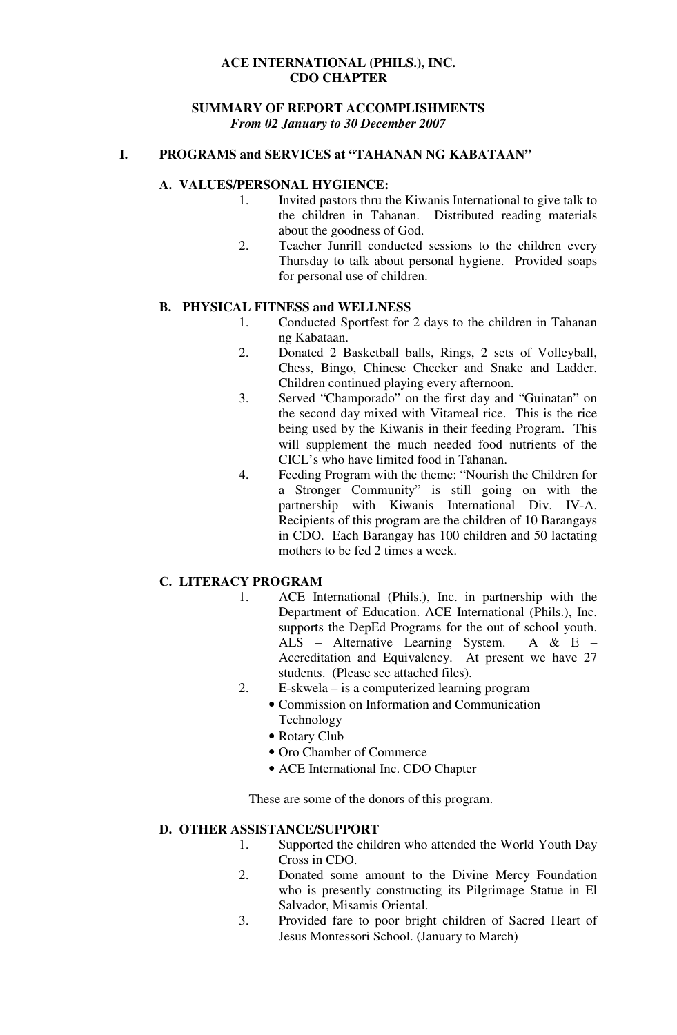**ACE INTERNATIONAL (PHILS.), INC.**
**CDO CHAPTER**

**SUMMARY OF REPORT ACCOMPLISHMENTS**
***From 02 January to 30 December 2007***

## I. PROGRAMS and SERVICES at "TAHANAN NG KABATAAN"

### A. VALUES/PERSONAL HYGIENCE:

1. Invited pastors thru the Kiwanis International to give talk to the children in Tahanan. Distributed reading materials about the goodness of God.
2. Teacher Junrill conducted sessions to the children every Thursday to talk about personal hygiene. Provided soaps for personal use of children.

### B. PHYSICAL FITNESS and WELLNESS

1. Conducted Sportfest for 2 days to the children in Tahanan ng Kabataan.
2. Donated 2 Basketball balls, Rings, 2 sets of Volleyball, Chess, Bingo, Chinese Checker and Snake and Ladder. Children continued playing every afternoon.
3. Served "Champorado" on the first day and "Guinatan" on the second day mixed with Vitameal rice. This is the rice being used by the Kiwanis in their feeding Program. This will supplement the much needed food nutrients of the CICL's who have limited food in Tahanan.
4. Feeding Program with the theme: "Nourish the Children for a Stronger Community" is still going on with the partnership with Kiwanis International Div. IV-A. Recipients of this program are the children of 10 Barangays in CDO. Each Barangay has 100 children and 50 lactating mothers to be fed 2 times a week.

### C. LITERACY PROGRAM

1. ACE International (Phils.), Inc. in partnership with the Department of Education. ACE International (Phils.), Inc. supports the DepEd Programs for the out of school youth. ALS – Alternative Learning System. A & E – Accreditation and Equivalency. At present we have 27 students. (Please see attached files).
2. E-skwela – is a computerized learning program
   - Commission on Information and Communication Technology
   - Rotary Club
   - Oro Chamber of Commerce
   - ACE International Inc. CDO Chapter

   These are some of the donors of this program.

### D. OTHER ASSISTANCE/SUPPORT

1. Supported the children who attended the World Youth Day Cross in CDO.
2. Donated some amount to the Divine Mercy Foundation who is presently constructing its Pilgrimage Statue in El Salvador, Misamis Oriental.
3. Provided fare to poor bright children of Sacred Heart of Jesus Montessori School. (January to March)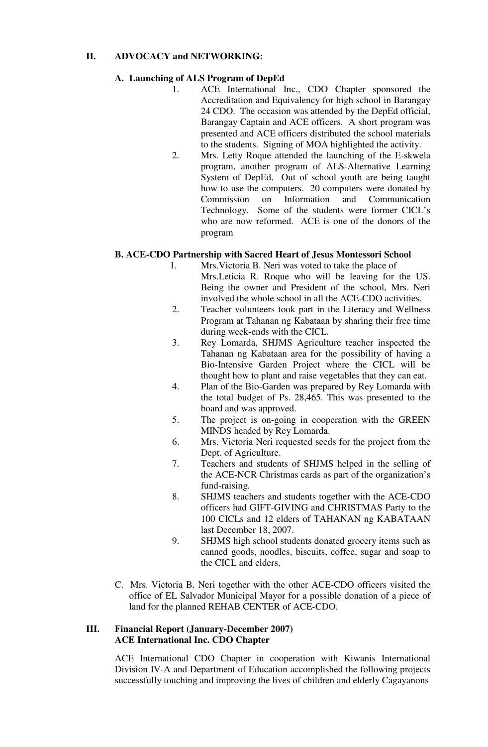## II. ADVOCACY and NETWORKING:

### A. Launching of ALS Program of DepEd

1. ACE International Inc., CDO Chapter sponsored the Accreditation and Equivalency for high school in Barangay 24 CDO. The occasion was attended by the DepEd official, Barangay Captain and ACE officers. A short program was presented and ACE officers distributed the school materials to the students. Signing of MOA highlighted the activity.
2. Mrs. Letty Roque attended the launching of the E-skwela program, another program of ALS-Alternative Learning System of DepEd. Out of school youth are being taught how to use the computers. 20 computers were donated by Commission on Information and Communication Technology. Some of the students were former CICL's who are now reformed. ACE is one of the donors of the program

### B. ACE-CDO Partnership with Sacred Heart of Jesus Montessori School

1. Mrs.Victoria B. Neri was voted to take the place of Mrs.Leticia R. Roque who will be leaving for the US. Being the owner and President of the school, Mrs. Neri involved the whole school in all the ACE-CDO activities.
2. Teacher volunteers took part in the Literacy and Wellness Program at Tahanan ng Kabataan by sharing their free time during week-ends with the CICL.
3. Rey Lomarda, SHJMS Agriculture teacher inspected the Tahanan ng Kabataan area for the possibility of having a Bio-Intensive Garden Project where the CICL will be thought how to plant and raise vegetables that they can eat.
4. Plan of the Bio-Garden was prepared by Rey Lomarda with the total budget of Ps. 28,465. This was presented to the board and was approved.
5. The project is on-going in cooperation with the GREEN MINDS headed by Rey Lomarda.
6. Mrs. Victoria Neri requested seeds for the project from the Dept. of Agriculture.
7. Teachers and students of SHJMS helped in the selling of the ACE-NCR Christmas cards as part of the organization's fund-raising.
8. SHJMS teachers and students together with the ACE-CDO officers had GIFT-GIVING and CHRISTMAS Party to the 100 CICLs and 12 elders of TAHANAN ng KABATAAN last December 18, 2007.
9. SHJMS high school students donated grocery items such as canned goods, noodles, biscuits, coffee, sugar and soap to the CICL and elders.

C. Mrs. Victoria B. Neri together with the other ACE-CDO officers visited the office of EL Salvador Municipal Mayor for a possible donation of a piece of land for the planned REHAB CENTER of ACE-CDO.

## III. Financial Report (January-December 2007)
## ACE International Inc. CDO Chapter

ACE International CDO Chapter in cooperation with Kiwanis International Division IV-A and Department of Education accomplished the following projects successfully touching and improving the lives of children and elderly Cagayanons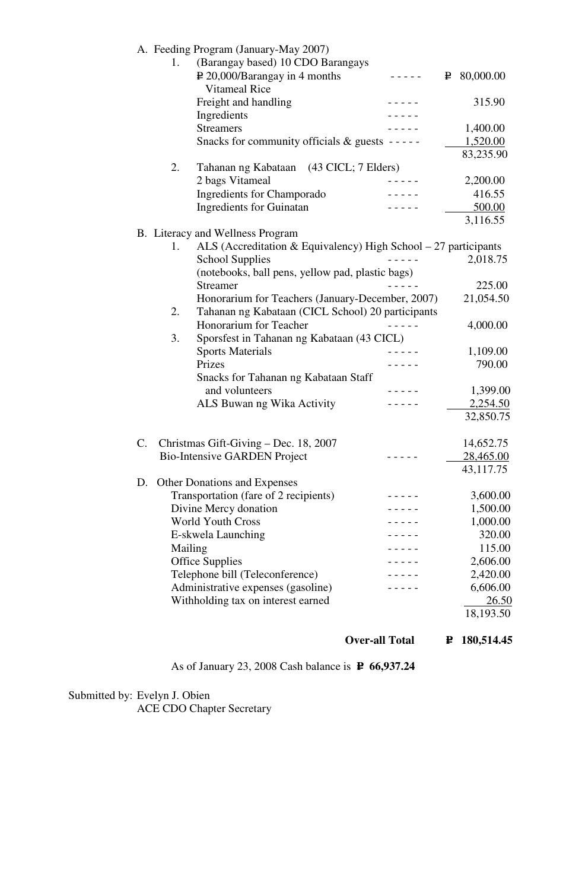A. Feeding Program (January-May 2007)

| | | | |
|---|---|---|---|
| 1. | (Barangay based) 10 CDO Barangays | | |
| | ₱ 20,000/Barangay in 4 months Vitameal Rice | - - - - - | ₱ 80,000.00 |
| | Freight and handling | - - - - - | 315.90 |
| | Ingredients | - - - - - | |
| | Streamers | - - - - - | 1,400.00 |
| | Snacks for community officials & guests | - - - - - | 1,520.00 |
| | | | 83,235.90 |
| 2. | Tahanan ng Kabataan (43 CICL; 7 Elders) | | |
| | 2 bags Vitameal | - - - - - | 2,200.00 |
| | Ingredients for Champorado | - - - - - | 416.55 |
| | Ingredients for Guinatan | - - - - - | 500.00 |
| | | | 3,116.55 |

B. Literacy and Wellness Program

| | | | |
|---|---|---|---|
| 1. | ALS (Accreditation & Equivalency) High School – 27 participants | | |
| | School Supplies (notebooks, ball pens, yellow pad, plastic bags) | - - - - - | 2,018.75 |
| | Streamer | - - - - - | 225.00 |
| | Honorarium for Teachers (January-December, 2007) | | 21,054.50 |
| 2. | Tahanan ng Kabataan (CICL School) 20 participants | | |
| | Honorarium for Teacher | - - - - - | 4,000.00 |
| 3. | Sporsfest in Tahanan ng Kabataan (43 CICL) | | |
| | Sports Materials | - - - - - | 1,109.00 |
| | Prizes | - - - - - | 790.00 |
| | Snacks for Tahanan ng Kabataan Staff and volunteers | - - - - - | 1,399.00 |
| | ALS Buwan ng Wika Activity | - - - - - | 2,254.50 |
| | | | 32,850.75 |

| | | |
|---|---|---|
| C. Christmas Gift-Giving – Dec. 18, 2007 | | 14,652.75 |
| Bio-Intensive GARDEN Project | - - - - - | 28,465.00 |
| | | 43,117.75 |

D. Other Donations and Expenses

| | | |
|---|---|---|
| Transportation (fare of 2 recipients) | - - - - - | 3,600.00 |
| Divine Mercy donation | - - - - - | 1,500.00 |
| World Youth Cross | - - - - - | 1,000.00 |
| E-skwela Launching | - - - - - | 320.00 |
| Mailing | - - - - - | 115.00 |
| Office Supplies | - - - - - | 2,606.00 |
| Telephone bill (Teleconference) | - - - - - | 2,420.00 |
| Administrative expenses (gasoline) | - - - - - | 6,606.00 |
| Withholding tax on interest earned | | 26.50 |
| | | 18,193.50 |

**Over-all Total** **₱ 180,514.45**

As of January 23, 2008 Cash balance is **₱ 66,937.24**

Submitted by: Evelyn J. Obien
ACE CDO Chapter Secretary